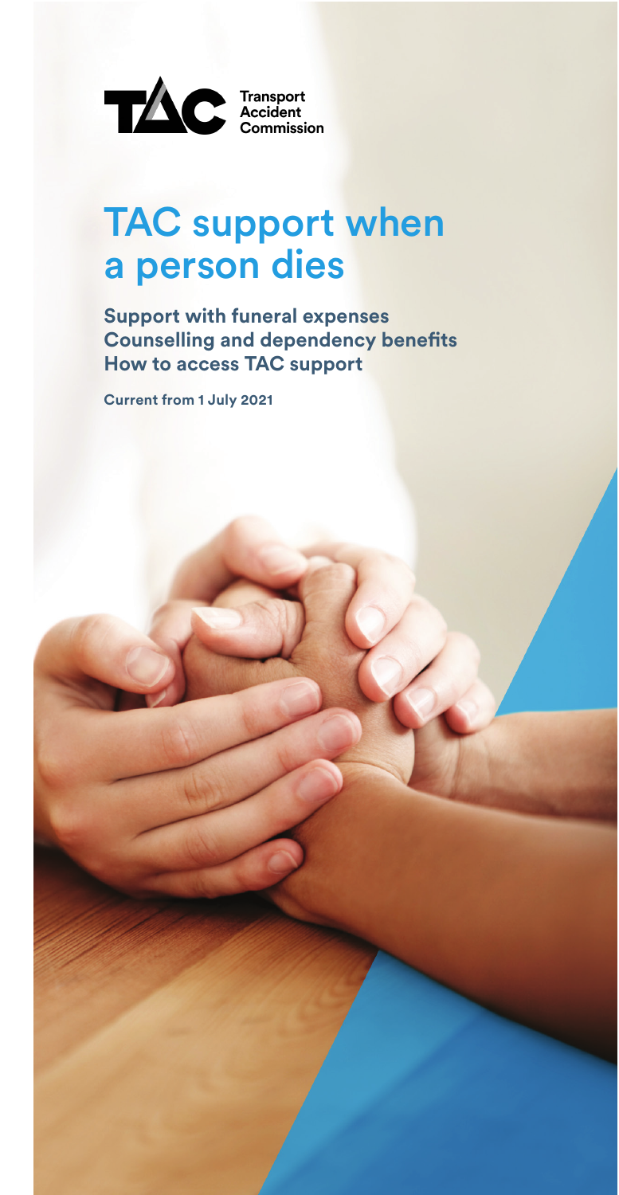Transport Accident Commission

# TAC support when a person dies

**Support with funeral expenses**
**Counselling and dependency benefits**
**How to access TAC support**

**Current from 1 July 2021**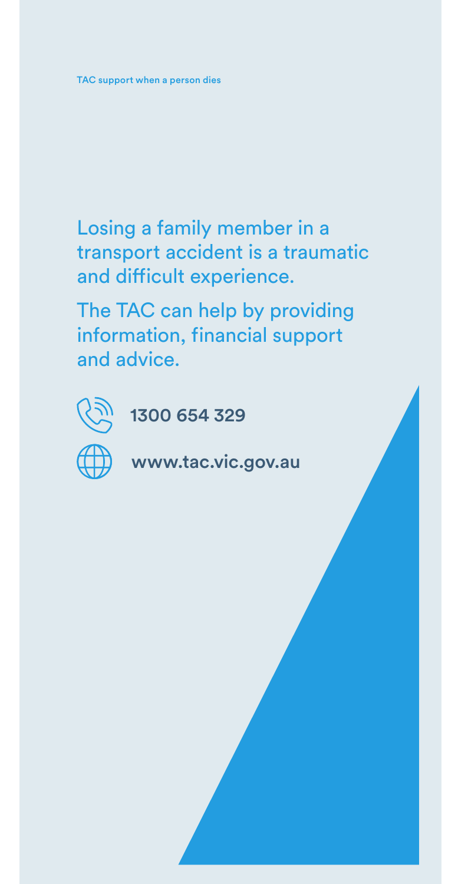TAC support when a person dies

Losing a family member in a transport accident is a traumatic and difficult experience.

The TAC can help by providing information, financial support and advice.

**1300 654 329**

**www.tac.vic.gov.au**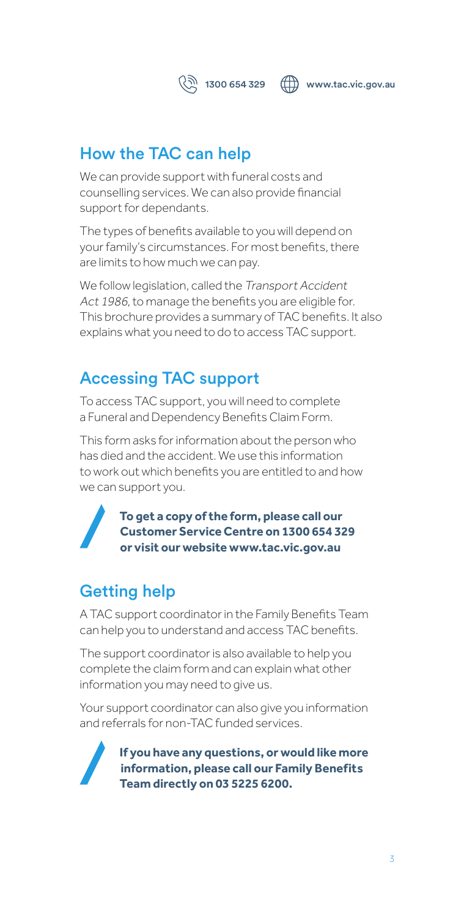## How the TAC can help

We can provide support with funeral costs and counselling services. We can also provide financial support for dependants.

The types of benefits available to you will depend on your family's circumstances. For most benefits, there are limits to how much we can pay.

We follow legislation, called the *Transport Accident Act 1986*, to manage the benefits you are eligible for. This brochure provides a summary of TAC benefits. It also explains what you need to do to access TAC support.

## Accessing TAC support

To access TAC support, you will need to complete a Funeral and Dependency Benefits Claim Form.

This form asks for information about the person who has died and the accident. We use this information to work out which benefits you are entitled to and how we can support you.

**To get a copy of the form, please call our Customer Service Centre on 1300 654 329 or visit our website www.tac.vic.gov.au**

## Getting help

A TAC support coordinator in the Family Benefits Team can help you to understand and access TAC benefits.

The support coordinator is also available to help you complete the claim form and can explain what other information you may need to give us.

Your support coordinator can also give you information and referrals for non-TAC funded services.

**If you have any questions, or would like more information, please call our Family Benefits Team directly on 03 5225 6200.**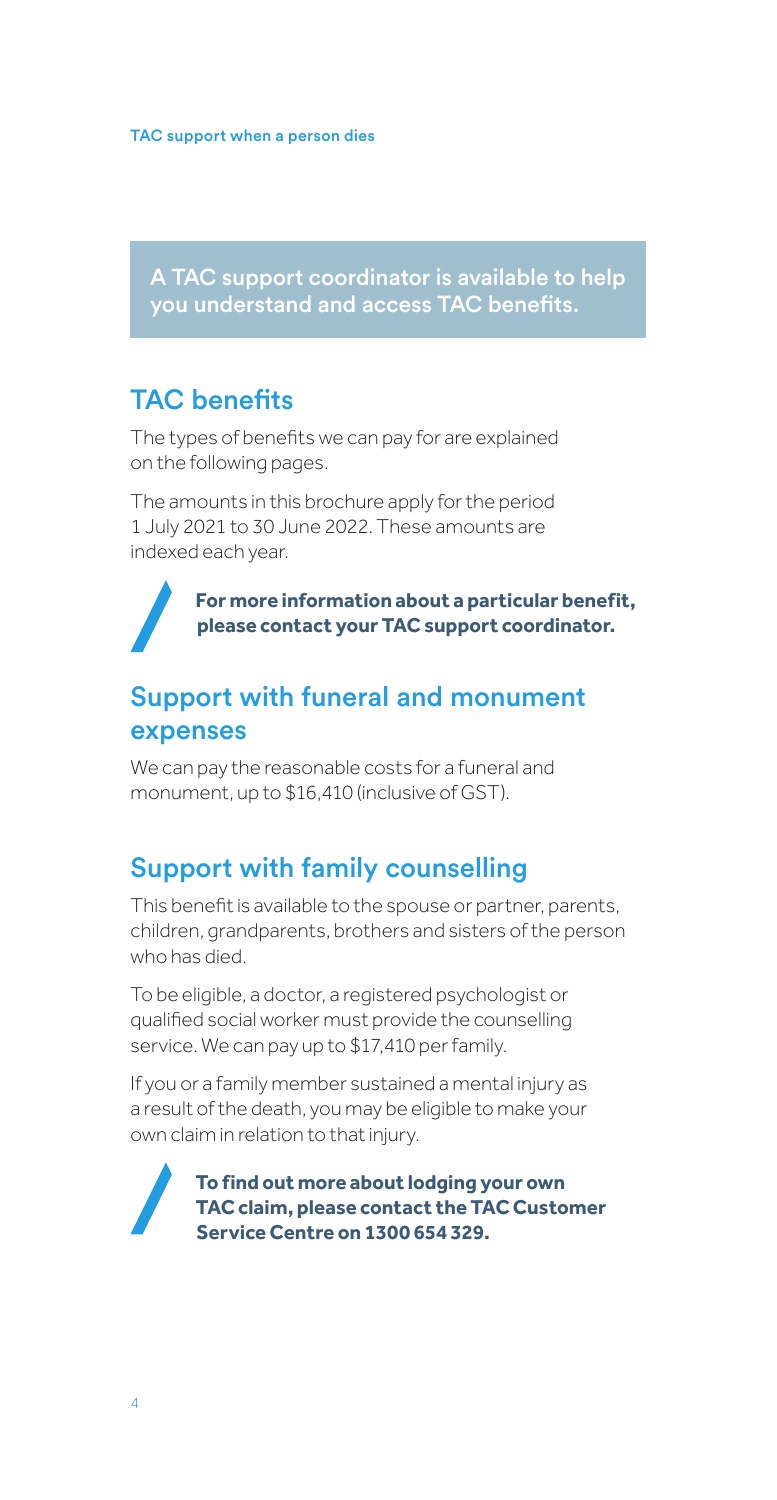**A TAC support coordinator is available to help you understand and access TAC benefits.**

## TAC benefits

The types of benefits we can pay for are explained on the following pages.

The amounts in this brochure apply for the period 1 July 2021 to 30 June 2022. These amounts are indexed each year.

**For more information about a particular benefit, please contact your TAC support coordinator.**

## Support with funeral and monument expenses

We can pay the reasonable costs for a funeral and monument, up to $16,410 (inclusive of GST).

## Support with family counselling

This benefit is available to the spouse or partner, parents, children, grandparents, brothers and sisters of the person who has died.

To be eligible, a doctor, a registered psychologist or qualified social worker must provide the counselling service. We can pay up to $17,410 per family.

If you or a family member sustained a mental injury as a result of the death, you may be eligible to make your own claim in relation to that injury.

**To find out more about lodging your own TAC claim, please contact the TAC Customer Service Centre on 1300 654 329.**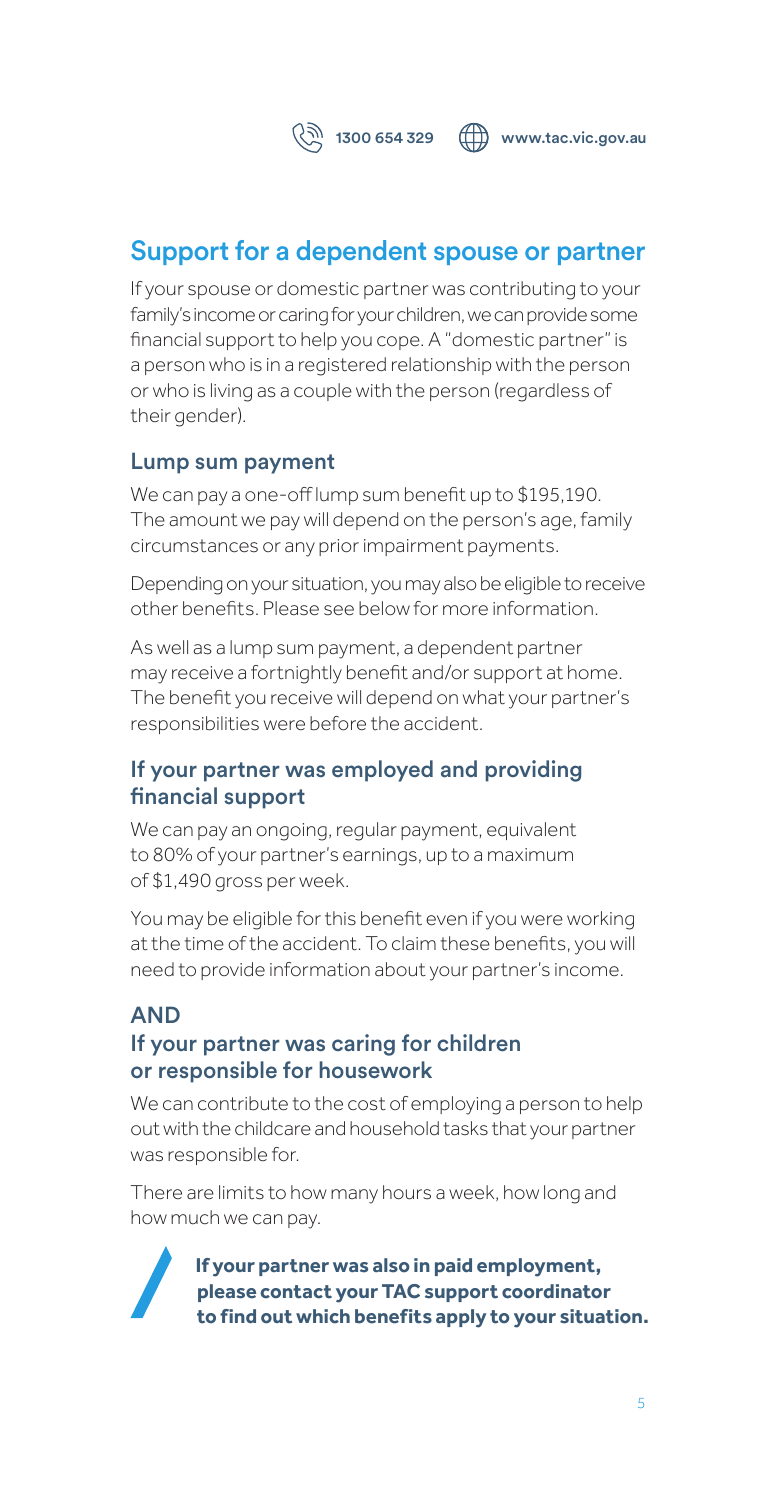## Support for a dependent spouse or partner

If your spouse or domestic partner was contributing to your family's income or caring for your children, we can provide some financial support to help you cope. A "domestic partner" is a person who is in a registered relationship with the person or who is living as a couple with the person (regardless of their gender).

### Lump sum payment

We can pay a one-off lump sum benefit up to $195,190. The amount we pay will depend on the person's age, family circumstances or any prior impairment payments.

Depending on your situation, you may also be eligible to receive other benefits. Please see below for more information.

As well as a lump sum payment, a dependent partner may receive a fortnightly benefit and/or support at home. The benefit you receive will depend on what your partner's responsibilities were before the accident.

### If your partner was employed and providing financial support

We can pay an ongoing, regular payment, equivalent to 80% of your partner's earnings, up to a maximum of $1,490 gross per week.

You may be eligible for this benefit even if you were working at the time of the accident. To claim these benefits, you will need to provide information about your partner's income.

### AND
### If your partner was caring for children or responsible for housework

We can contribute to the cost of employing a person to help out with the childcare and household tasks that your partner was responsible for.

There are limits to how many hours a week, how long and how much we can pay.

**If your partner was also in paid employment, please contact your TAC support coordinator to find out which benefits apply to your situation.**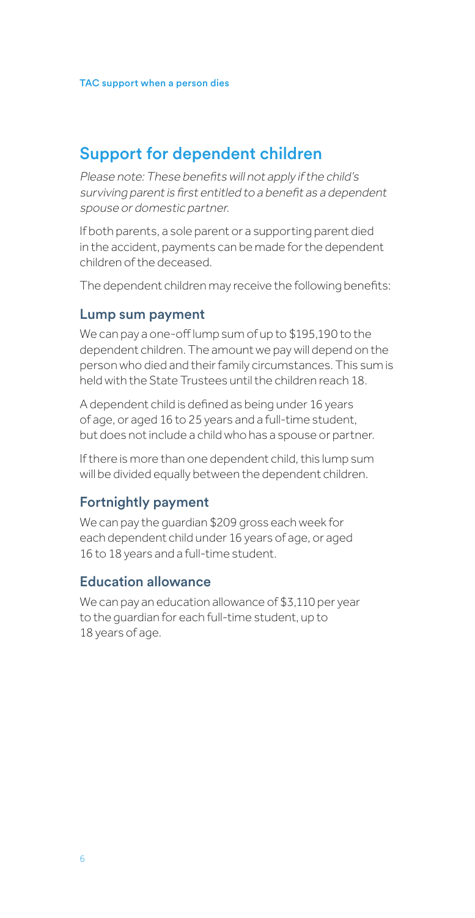## Support for dependent children

*Please note: These benefits will not apply if the child's surviving parent is first entitled to a benefit as a dependent spouse or domestic partner.*

If both parents, a sole parent or a supporting parent died in the accident, payments can be made for the dependent children of the deceased.

The dependent children may receive the following benefits:

### Lump sum payment

We can pay a one-off lump sum of up to $195,190 to the dependent children. The amount we pay will depend on the person who died and their family circumstances. This sum is held with the State Trustees until the children reach 18.

A dependent child is defined as being under 16 years of age, or aged 16 to 25 years and a full-time student, but does not include a child who has a spouse or partner.

If there is more than one dependent child, this lump sum will be divided equally between the dependent children.

### Fortnightly payment

We can pay the guardian $209 gross each week for each dependent child under 16 years of age, or aged 16 to 18 years and a full-time student.

### Education allowance

We can pay an education allowance of $3,110 per year to the guardian for each full-time student, up to 18 years of age.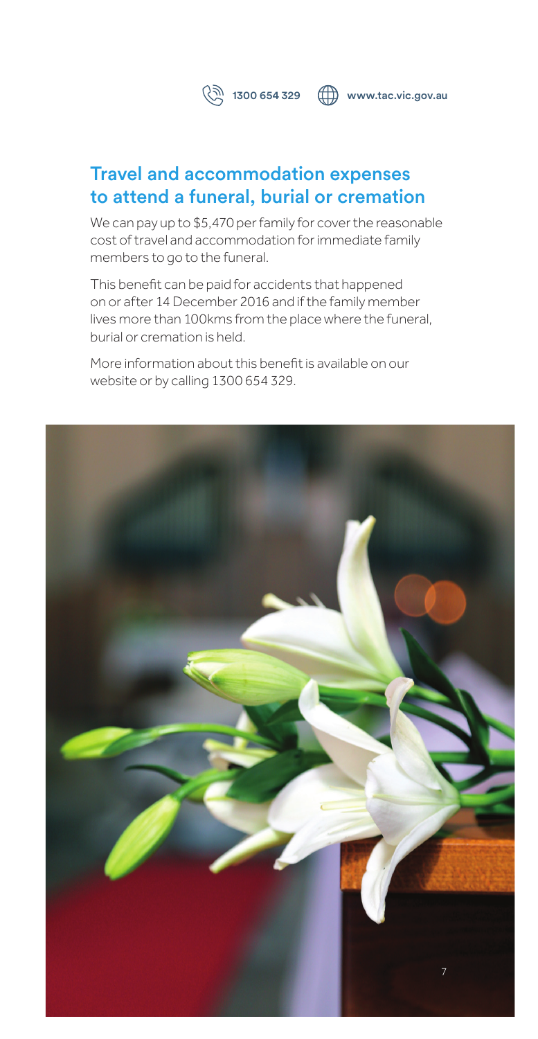1300 654 329 www.tac.vic.gov.au

## Travel and accommodation expenses to attend a funeral, burial or cremation

We can pay up to $5,470 per family for cover the reasonable cost of travel and accommodation for immediate family members to go to the funeral.

This benefit can be paid for accidents that happened on or after 14 December 2016 and if the family member lives more than 100kms from the place where the funeral, burial or cremation is held.

More information about this benefit is available on our website or by calling 1300 654 329.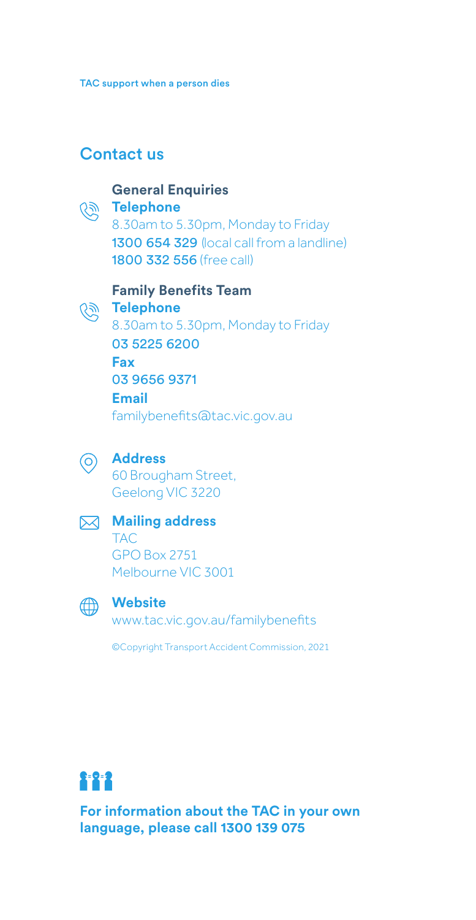## Contact us

### General Enquiries

**Telephone**

8.30am to 5.30pm, Monday to Friday

**1300 654 329** (local call from a landline)

**1800 332 556** (free call)

### Family Benefits Team

**Telephone**

8.30am to 5.30pm, Monday to Friday

03 5225 6200

**Fax**

03 9656 9371

**Email**

familybenefits@tac.vic.gov.au

**Address**

60 Brougham Street,
Geelong VIC 3220

**Mailing address**

TAC
GPO Box 2751
Melbourne VIC 3001

**Website**

www.tac.vic.gov.au/familybenefits

©Copyright Transport Accident Commission, 2021

**For information about the TAC in your own language, please call 1300 139 075**